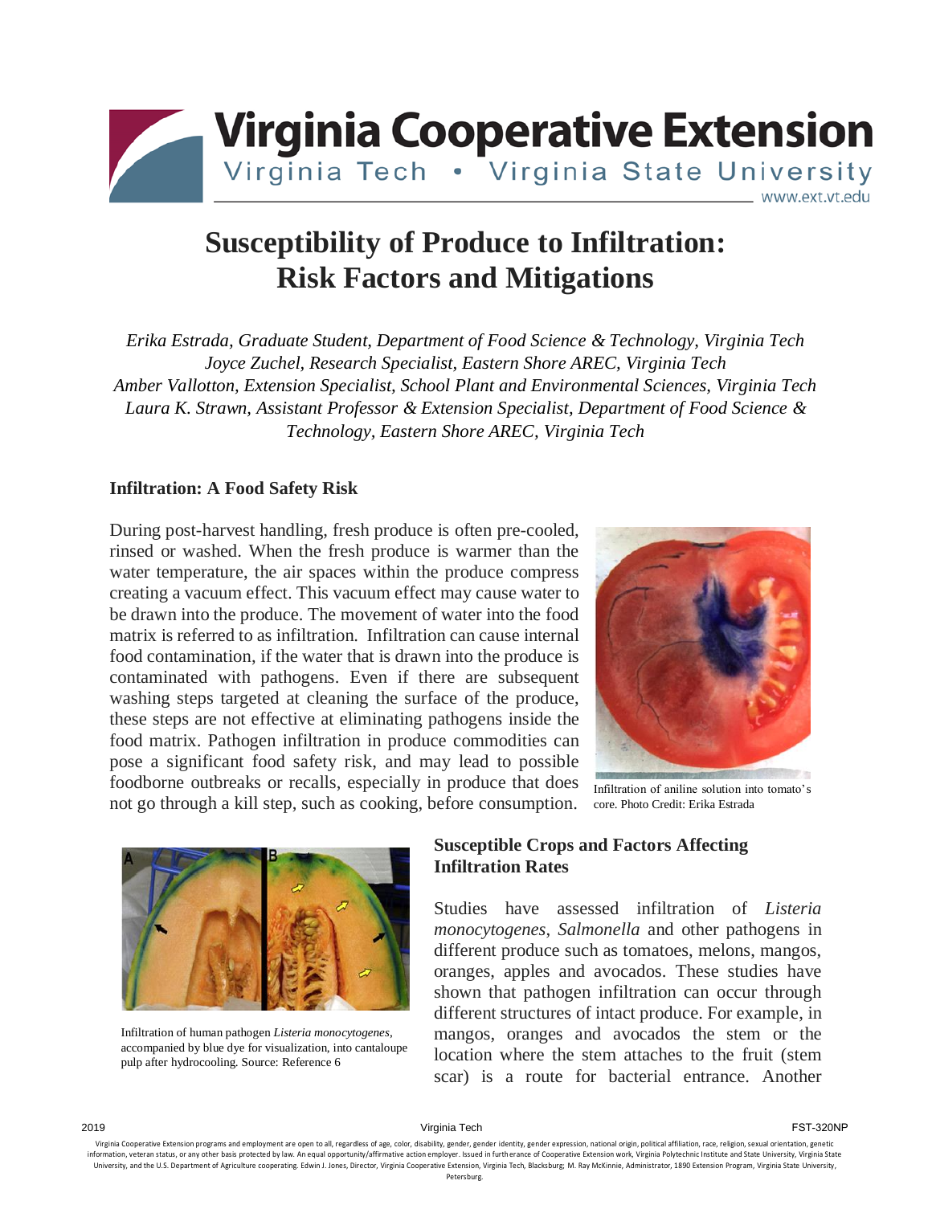# Susceptibility of Produce to Infiltration: Risk Factors and Mitigations

*Erika Estrada, Graduate Student, Department of Food Science & Technology, Virginia Tech*
*Joyce Zuchel, Research Specialist, Eastern Shore AREC, Virginia Tech*
*Amber Vallotton, Extension Specialist, School Plant and Environmental Sciences, Virginia Tech*
*Laura K. Strawn, Assistant Professor & Extension Specialist, Department of Food Science & Technology, Eastern Shore AREC, Virginia Tech*

## Infiltration: A Food Safety Risk

During post-harvest handling, fresh produce is often pre-cooled, rinsed or washed. When the fresh produce is warmer than the water temperature, the air spaces within the produce compress creating a vacuum effect. This vacuum effect may cause water to be drawn into the produce. The movement of water into the food matrix is referred to as infiltration. Infiltration can cause internal food contamination, if the water that is drawn into the produce is contaminated with pathogens. Even if there are subsequent washing steps targeted at cleaning the surface of the produce, these steps are not effective at eliminating pathogens inside the food matrix. Pathogen infiltration in produce commodities can pose a significant food safety risk, and may lead to possible foodborne outbreaks or recalls, especially in produce that does not go through a kill step, such as cooking, before consumption.

Infiltration of aniline solution into tomato's core. Photo Credit: Erika Estrada

Infiltration of human pathogen *Listeria monocytogenes*, accompanied by blue dye for visualization, into cantaloupe pulp after hydrocooling. Source: Reference 6

## Susceptible Crops and Factors Affecting Infiltration Rates

Studies have assessed infiltration of *Listeria monocytogenes*, *Salmonella* and other pathogens in different produce such as tomatoes, melons, mangos, oranges, apples and avocados. These studies have shown that pathogen infiltration can occur through different structures of intact produce. For example, in mangos, oranges and avocados the stem or the location where the stem attaches to the fruit (stem scar) is a route for bacterial entrance. Another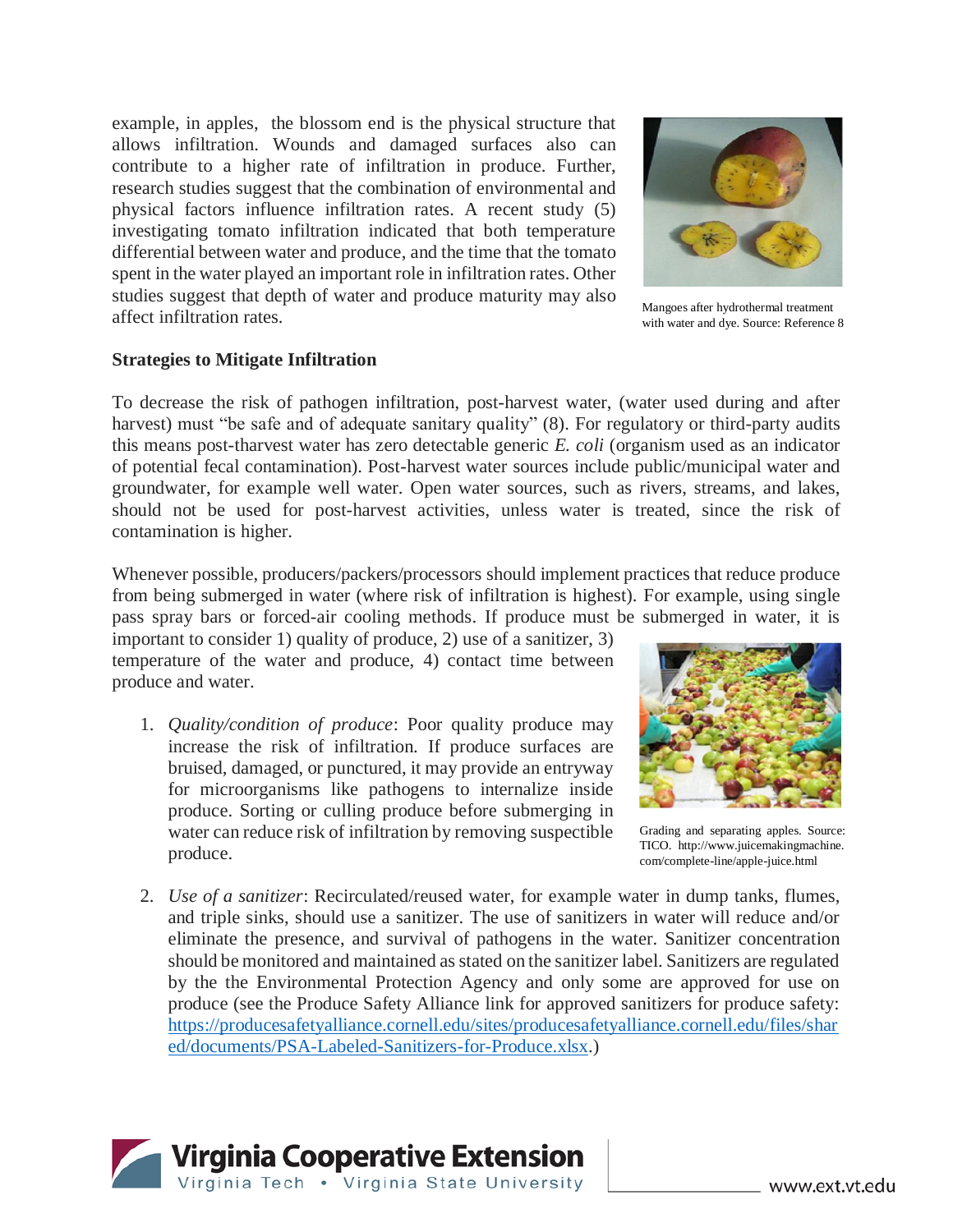example, in apples, the blossom end is the physical structure that allows infiltration. Wounds and damaged surfaces also can contribute to a higher rate of infiltration in produce. Further, research studies suggest that the combination of environmental and physical factors influence infiltration rates. A recent study (5) investigating tomato infiltration indicated that both temperature differential between water and produce, and the time that the tomato spent in the water played an important role in infiltration rates. Other studies suggest that depth of water and produce maturity may also affect infiltration rates.

Mangoes after hydrothermal treatment with water and dye. Source: Reference 8

**Strategies to Mitigate Infiltration**

To decrease the risk of pathogen infiltration, post-harvest water, (water used during and after harvest) must "be safe and of adequate sanitary quality" (8). For regulatory or third-party audits this means post-tharvest water has zero detectable generic *E. coli* (organism used as an indicator of potential fecal contamination). Post-harvest water sources include public/municipal water and groundwater, for example well water. Open water sources, such as rivers, streams, and lakes, should not be used for post-harvest activities, unless water is treated, since the risk of contamination is higher.

Whenever possible, producers/packers/processors should implement practices that reduce produce from being submerged in water (where risk of infiltration is highest). For example, using single pass spray bars or forced-air cooling methods. If produce must be submerged in water, it is important to consider 1) quality of produce, 2) use of a sanitizer, 3) temperature of the water and produce, 4) contact time between produce and water.

1. *Quality/condition of produce*: Poor quality produce may increase the risk of infiltration. If produce surfaces are bruised, damaged, or punctured, it may provide an entryway for microorganisms like pathogens to internalize inside produce. Sorting or culling produce before submerging in water can reduce risk of infiltration by removing suspectible produce.

Grading and separating apples. Source: TICO. http://www.juicemakingmachine.com/complete-line/apple-juice.html

2. *Use of a sanitizer*: Recirculated/reused water, for example water in dump tanks, flumes, and triple sinks, should use a sanitizer. The use of sanitizers in water will reduce and/or eliminate the presence, and survival of pathogens in the water. Sanitizer concentration should be monitored and maintained as stated on the sanitizer label. Sanitizers are regulated by the the Environmental Protection Agency and only some are approved for use on produce (see the Produce Safety Alliance link for approved sanitizers for produce safety: https://producesafetyalliance.cornell.edu/sites/producesafetyalliance.cornell.edu/files/shared/documents/PSA-Labeled-Sanitizers-for-Produce.xlsx.)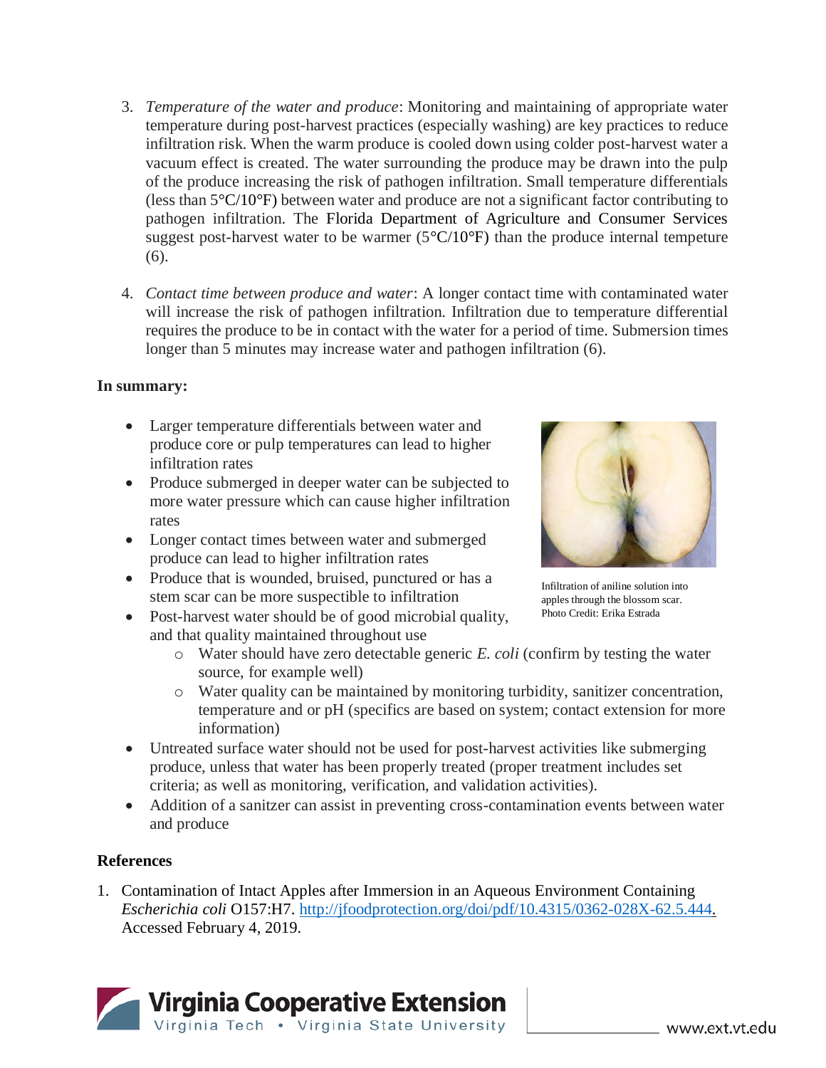3. *Temperature of the water and produce*: Monitoring and maintaining of appropriate water temperature during post-harvest practices (especially washing) are key practices to reduce infiltration risk. When the warm produce is cooled down using colder post-harvest water a vacuum effect is created. The water surrounding the produce may be drawn into the pulp of the produce increasing the risk of pathogen infiltration. Small temperature differentials (less than 5°C/10°F) between water and produce are not a significant factor contributing to pathogen infiltration. The Florida Department of Agriculture and Consumer Services suggest post-harvest water to be warmer (5°C/10°F) than the produce internal tempeture (6).

4. *Contact time between produce and water*: A longer contact time with contaminated water will increase the risk of pathogen infiltration. Infiltration due to temperature differential requires the produce to be in contact with the water for a period of time. Submersion times longer than 5 minutes may increase water and pathogen infiltration (6).

**In summary:**

- Larger temperature differentials between water and produce core or pulp temperatures can lead to higher infiltration rates
- Produce submerged in deeper water can be subjected to more water pressure which can cause higher infiltration rates
- Longer contact times between water and submerged produce can lead to higher infiltration rates
- Produce that is wounded, bruised, punctured or has a stem scar can be more suspectible to infiltration
- Post-harvest water should be of good microbial quality, and that quality maintained throughout use
    - Water should have zero detectable generic *E. coli* (confirm by testing the water source, for example well)
    - Water quality can be maintained by monitoring turbidity, sanitizer concentration, temperature and or pH (specifics are based on system; contact extension for more information)
- Untreated surface water should not be used for post-harvest activities like submerging produce, unless that water has been properly treated (proper treatment includes set criteria; as well as monitoring, verification, and validation activities).
- Addition of a sanitzer can assist in preventing cross-contamination events between water and produce

Infiltration of aniline solution into apples through the blossom scar. Photo Credit: Erika Estrada

**References**

1. Contamination of Intact Apples after Immersion in an Aqueous Environment Containing *Escherichia coli* O157:H7. http://jfoodprotection.org/doi/pdf/10.4315/0362-028X-62.5.444. Accessed February 4, 2019.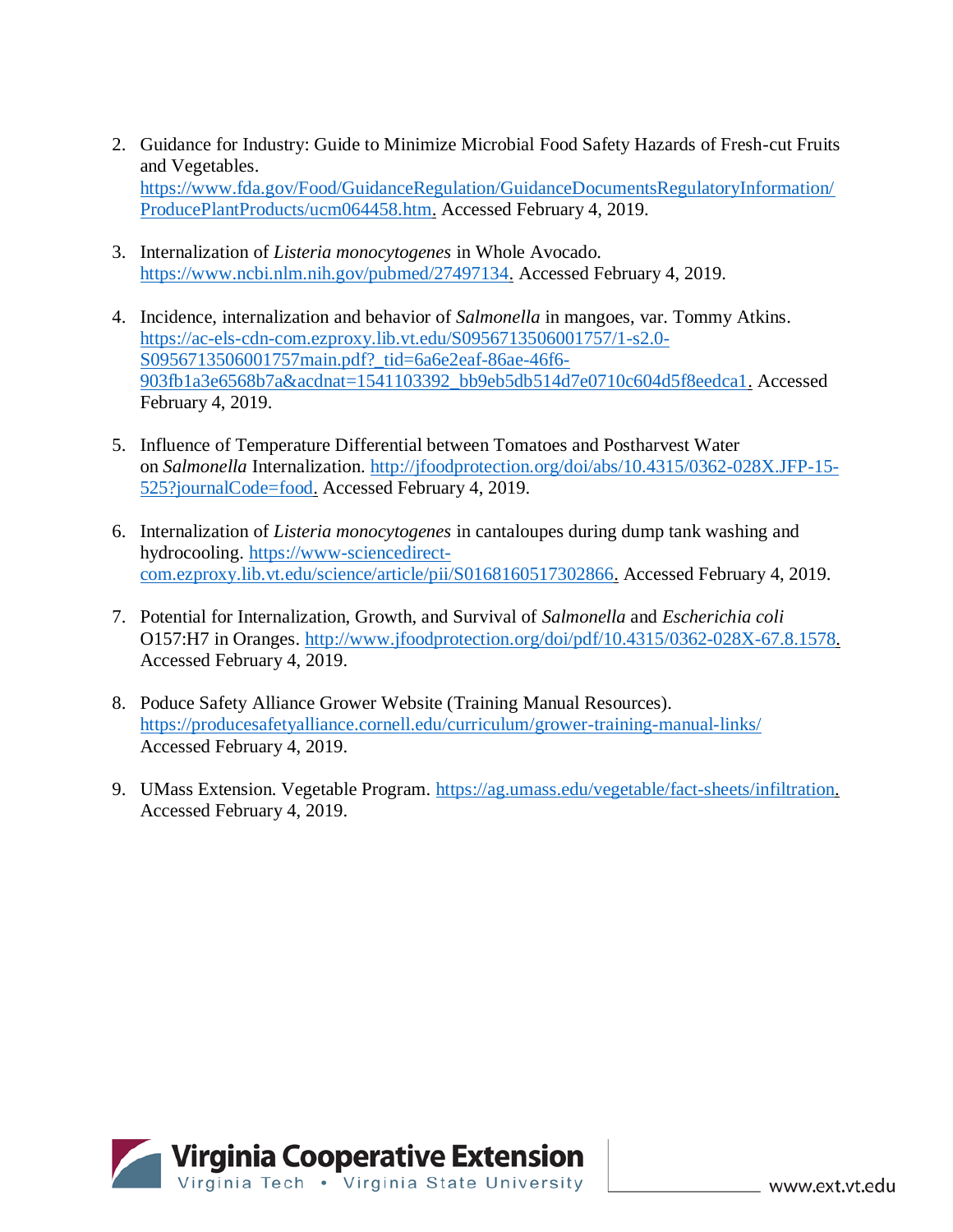2. Guidance for Industry: Guide to Minimize Microbial Food Safety Hazards of Fresh-cut Fruits and Vegetables. https://www.fda.gov/Food/GuidanceRegulation/GuidanceDocumentsRegulatoryInformation/ProducePlantProducts/ucm064458.htm. Accessed February 4, 2019.

3. Internalization of *Listeria monocytogenes* in Whole Avocado. https://www.ncbi.nlm.nih.gov/pubmed/27497134. Accessed February 4, 2019.

4. Incidence, internalization and behavior of *Salmonella* in mangoes, var. Tommy Atkins. https://ac-els-cdn-com.ezproxy.lib.vt.edu/S0956713506001757/1-s2.0-S0956713506001757main.pdf?_tid=6a6e2eaf-86ae-46f6-903fb1a3e6568b7a&acdnat=1541103392_bb9eb5db514d7e0710c604d5f8eedca1. Accessed February 4, 2019.

5. Influence of Temperature Differential between Tomatoes and Postharvest Water on *Salmonella* Internalization. http://jfoodprotection.org/doi/abs/10.4315/0362-028X.JFP-15-525?journalCode=food. Accessed February 4, 2019.

6. Internalization of *Listeria monocytogenes* in cantaloupes during dump tank washing and hydrocooling. https://www-sciencedirect-com.ezproxy.lib.vt.edu/science/article/pii/S0168160517302866. Accessed February 4, 2019.

7. Potential for Internalization, Growth, and Survival of *Salmonella* and *Escherichia coli* O157:H7 in Oranges. http://www.jfoodprotection.org/doi/pdf/10.4315/0362-028X-67.8.1578. Accessed February 4, 2019.

8. Poduce Safety Alliance Grower Website (Training Manual Resources). https://producesafetyalliance.cornell.edu/curriculum/grower-training-manual-links/ Accessed February 4, 2019.

9. UMass Extension. Vegetable Program. https://ag.umass.edu/vegetable/fact-sheets/infiltration. Accessed February 4, 2019.